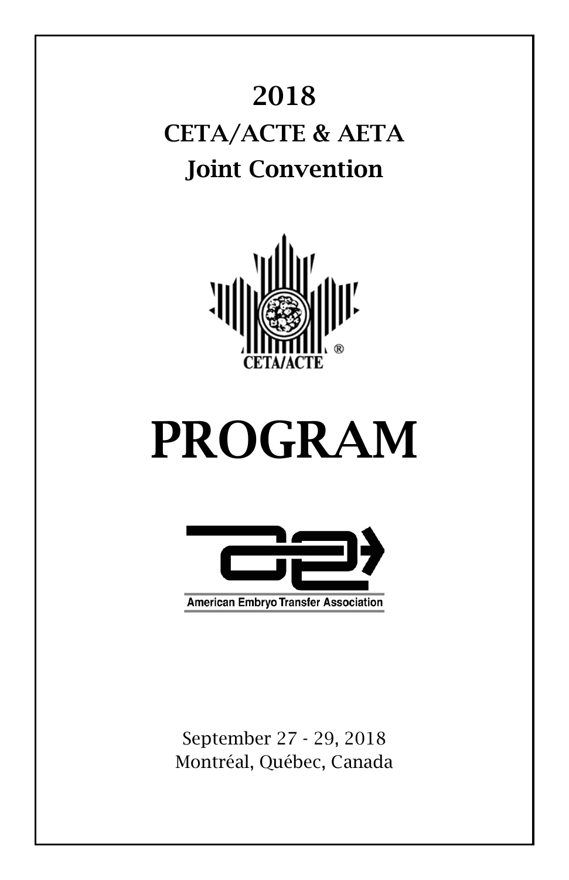# 2018

## CETA/ACTE & AETA

## Joint Convention

CETA/ACTE ®

# PROGRAM

American Embryo Transfer Association

September 27 - 29, 2018
Montréal, Québec, Canada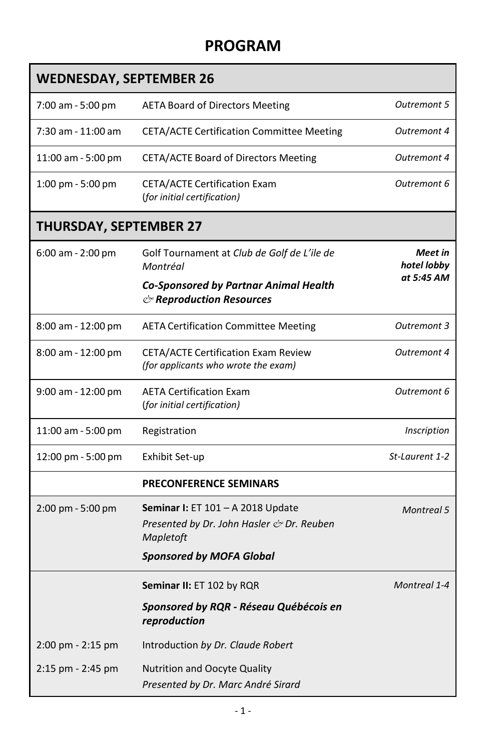# PROGRAM

| WEDNESDAY, SEPTEMBER 26 | | |
|---|---|---|
| 7:00 am - 5:00 pm | AETA Board of Directors Meeting | *Outremont 5* |
| 7:30 am - 11:00 am | CETA/ACTE Certification Committee Meeting | *Outremont 4* |
| 11:00 am - 5:00 pm | CETA/ACTE Board of Directors Meeting | *Outremont 4* |
| 1:00 pm - 5:00 pm | CETA/ACTE Certification Exam (*for initial certification)* | *Outremont 6* |
| **THURSDAY, SEPTEMBER 27** | | |
| 6:00 am - 2:00 pm | Golf Tournament at *Club de Golf de L'ile de Montréal*<br>***Co-Sponsored by Partnar Animal Health & Reproduction Resources*** | ***Meet in hotel lobby at 5:45 AM*** |
| 8:00 am - 12:00 pm | AETA Certification Committee Meeting | *Outremont 3* |
| 8:00 am - 12:00 pm | CETA/ACTE Certification Exam Review *(for applicants who wrote the exam)* | *Outremont 4* |
| 9:00 am - 12:00 pm | AETA Certification Exam (*for initial certification)* | *Outremont 6* |
| 11:00 am - 5:00 pm | Registration | *Inscription* |
| 12:00 pm - 5:00 pm | Exhibit Set-up | *St-Laurent 1-2* |
| | **PRECONFERENCE SEMINARS** | |
| 2:00 pm - 5:00 pm | **Seminar I:** ET 101 – A 2018 Update<br>*Presented by Dr. John Hasler & Dr. Reuben Mapletoft*<br>***Sponsored by MOFA Global*** | *Montreal 5* |
| | **Seminar II:** ET 102 by RQR<br>***Sponsored by RQR - Réseau Québécois en reproduction*** | *Montreal 1-4* |
| 2:00 pm - 2:15 pm | Introduction *by Dr. Claude Robert* | |
| 2:15 pm - 2:45 pm | Nutrition and Oocyte Quality<br>*Presented by Dr. Marc André Sirard* | |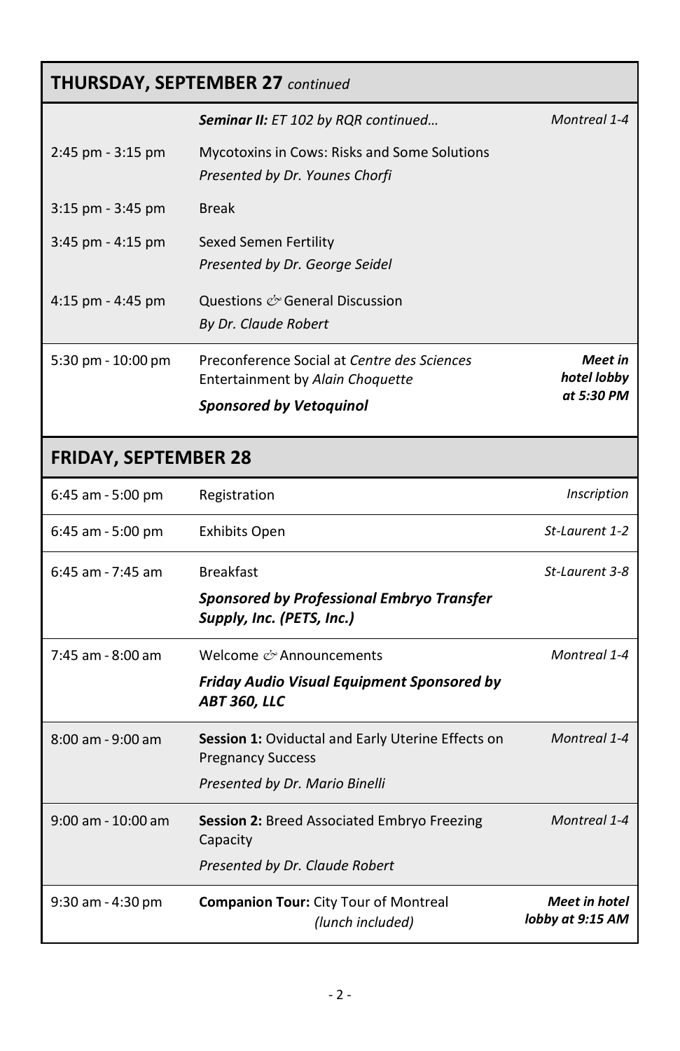## THURSDAY, SEPTEMBER 27 *continued*

| Time | Event | Location |
| --- | --- | --- |
| | ***Seminar II:** ET 102 by RQR continued…* | *Montreal 1-4* |
| 2:45 pm - 3:15 pm | Mycotoxins in Cows: Risks and Some Solutions<br>*Presented by Dr. Younes Chorfi* | |
| 3:15 pm - 3:45 pm | Break | |
| 3:45 pm - 4:15 pm | Sexed Semen Fertility<br>*Presented by Dr. George Seidel* | |
| 4:15 pm - 4:45 pm | Questions & General Discussion<br>*By Dr. Claude Robert* | |
| 5:30 pm - 10:00 pm | Preconference Social at *Centre des Sciences*<br>Entertainment by *Alain Choquette*<br>***Sponsored by Vetoquinol*** | ***Meet in hotel lobby at 5:30 PM*** |

## FRIDAY, SEPTEMBER 28

| Time | Event | Location |
| --- | --- | --- |
| 6:45 am - 5:00 pm | Registration | *Inscription* |
| 6:45 am - 5:00 pm | Exhibits Open | *St-Laurent 1-2* |
| 6:45 am - 7:45 am | Breakfast<br>***Sponsored by Professional Embryo Transfer Supply, Inc. (PETS, Inc.)*** | *St-Laurent 3-8* |
| 7:45 am - 8:00 am | Welcome & Announcements<br>***Friday Audio Visual Equipment Sponsored by ABT 360, LLC*** | *Montreal 1-4* |
| 8:00 am - 9:00 am | **Session 1:** Oviductal and Early Uterine Effects on Pregnancy Success<br>*Presented by Dr. Mario Binelli* | *Montreal 1-4* |
| 9:00 am - 10:00 am | **Session 2:** Breed Associated Embryo Freezing Capacity<br>*Presented by Dr. Claude Robert* | *Montreal 1-4* |
| 9:30 am - 4:30 pm | **Companion Tour:** City Tour of Montreal *(lunch included)* | ***Meet in hotel lobby at 9:15 AM*** |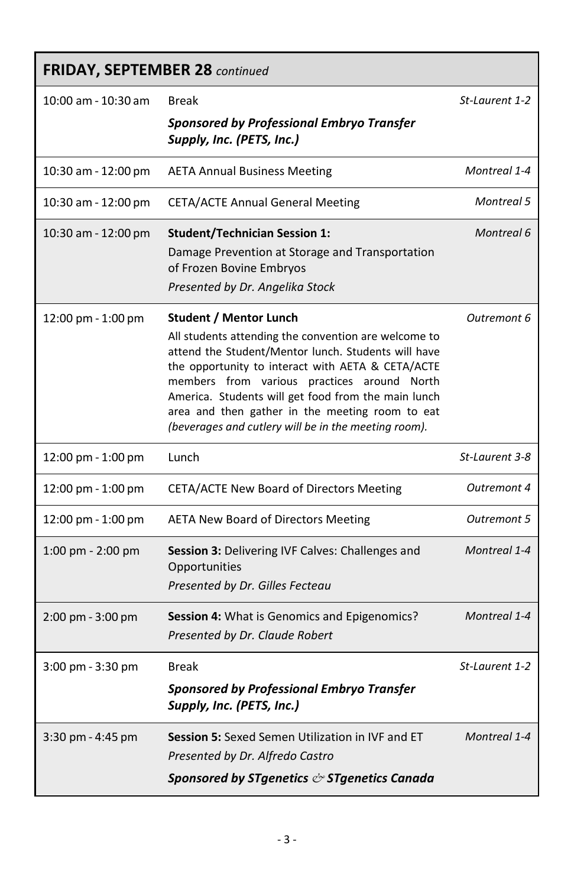## FRIDAY, SEPTEMBER 28 *continued*

| Time | Event | Location |
|---|---|---|
| 10:00 am - 10:30 am | Break<br>***Sponsored by Professional Embryo Transfer Supply, Inc. (PETS, Inc.)*** | *St-Laurent 1-2* |
| 10:30 am - 12:00 pm | AETA Annual Business Meeting | *Montreal 1-4* |
| 10:30 am - 12:00 pm | CETA/ACTE Annual General Meeting | *Montreal 5* |
| 10:30 am - 12:00 pm | **Student/Technician Session 1:**<br>Damage Prevention at Storage and Transportation of Frozen Bovine Embryos<br>*Presented by Dr. Angelika Stock* | *Montreal 6* |
| 12:00 pm - 1:00 pm | **Student / Mentor Lunch**<br>All students attending the convention are welcome to attend the Student/Mentor lunch. Students will have the opportunity to interact with AETA & CETA/ACTE members from various practices around North America. Students will get food from the main lunch area and then gather in the meeting room to eat *(beverages and cutlery will be in the meeting room).* | *Outremont 6* |
| 12:00 pm - 1:00 pm | Lunch | *St-Laurent 3-8* |
| 12:00 pm - 1:00 pm | CETA/ACTE New Board of Directors Meeting | *Outremont 4* |
| 12:00 pm - 1:00 pm | AETA New Board of Directors Meeting | *Outremont 5* |
| 1:00 pm - 2:00 pm | **Session 3:** Delivering IVF Calves: Challenges and Opportunities<br>*Presented by Dr. Gilles Fecteau* | *Montreal 1-4* |
| 2:00 pm - 3:00 pm | **Session 4:** What is Genomics and Epigenomics?<br>*Presented by Dr. Claude Robert* | *Montreal 1-4* |
| 3:00 pm - 3:30 pm | Break<br>***Sponsored by Professional Embryo Transfer Supply, Inc. (PETS, Inc.)*** | *St-Laurent 1-2* |
| 3:30 pm - 4:45 pm | **Session 5:** Sexed Semen Utilization in IVF and ET<br>*Presented by Dr. Alfredo Castro*<br>***Sponsored by STgenetics & STgenetics Canada*** | *Montreal 1-4* |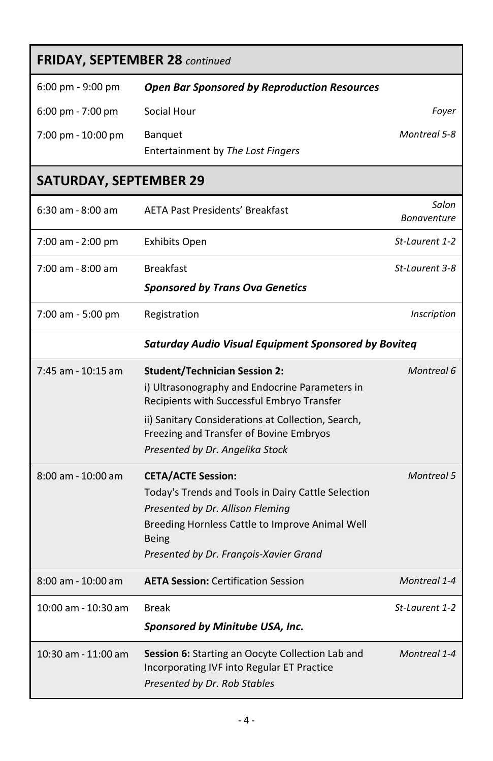## FRIDAY, SEPTEMBER 28 *continued*

| Time | Event | Location |
|---|---|---|
| 6:00 pm - 9:00 pm | ***Open Bar Sponsored by Reproduction Resources*** | |
| 6:00 pm - 7:00 pm | Social Hour | *Foyer* |
| 7:00 pm - 10:00 pm | Banquet<br>Entertainment by *The Lost Fingers* | *Montreal 5-8* |

## SATURDAY, SEPTEMBER 29

| Time | Event | Location |
|---|---|---|
| 6:30 am - 8:00 am | AETA Past Presidents' Breakfast | *Salon Bonaventure* |
| 7:00 am - 2:00 pm | Exhibits Open | *St-Laurent 1-2* |
| 7:00 am - 8:00 am | Breakfast<br>***Sponsored by Trans Ova Genetics*** | *St-Laurent 3-8* |
| 7:00 am - 5:00 pm | Registration | *Inscription* |
| | ***Saturday Audio Visual Equipment Sponsored by Boviteq*** | |
| 7:45 am - 10:15 am | **Student/Technician Session 2:**<br>i) Ultrasonography and Endocrine Parameters in Recipients with Successful Embryo Transfer<br>ii) Sanitary Considerations at Collection, Search, Freezing and Transfer of Bovine Embryos<br>*Presented by Dr. Angelika Stock* | *Montreal 6* |
| 8:00 am - 10:00 am | **CETA/ACTE Session:**<br>Today's Trends and Tools in Dairy Cattle Selection<br>*Presented by Dr. Allison Fleming*<br>Breeding Hornless Cattle to Improve Animal Well Being<br>*Presented by Dr. François-Xavier Grand* | *Montreal 5* |
| 8:00 am - 10:00 am | **AETA Session:** Certification Session | *Montreal 1-4* |
| 10:00 am - 10:30 am | Break<br>***Sponsored by Minitube USA, Inc.*** | *St-Laurent 1-2* |
| 10:30 am - 11:00 am | **Session 6:** Starting an Oocyte Collection Lab and Incorporating IVF into Regular ET Practice<br>*Presented by Dr. Rob Stables* | *Montreal 1-4* |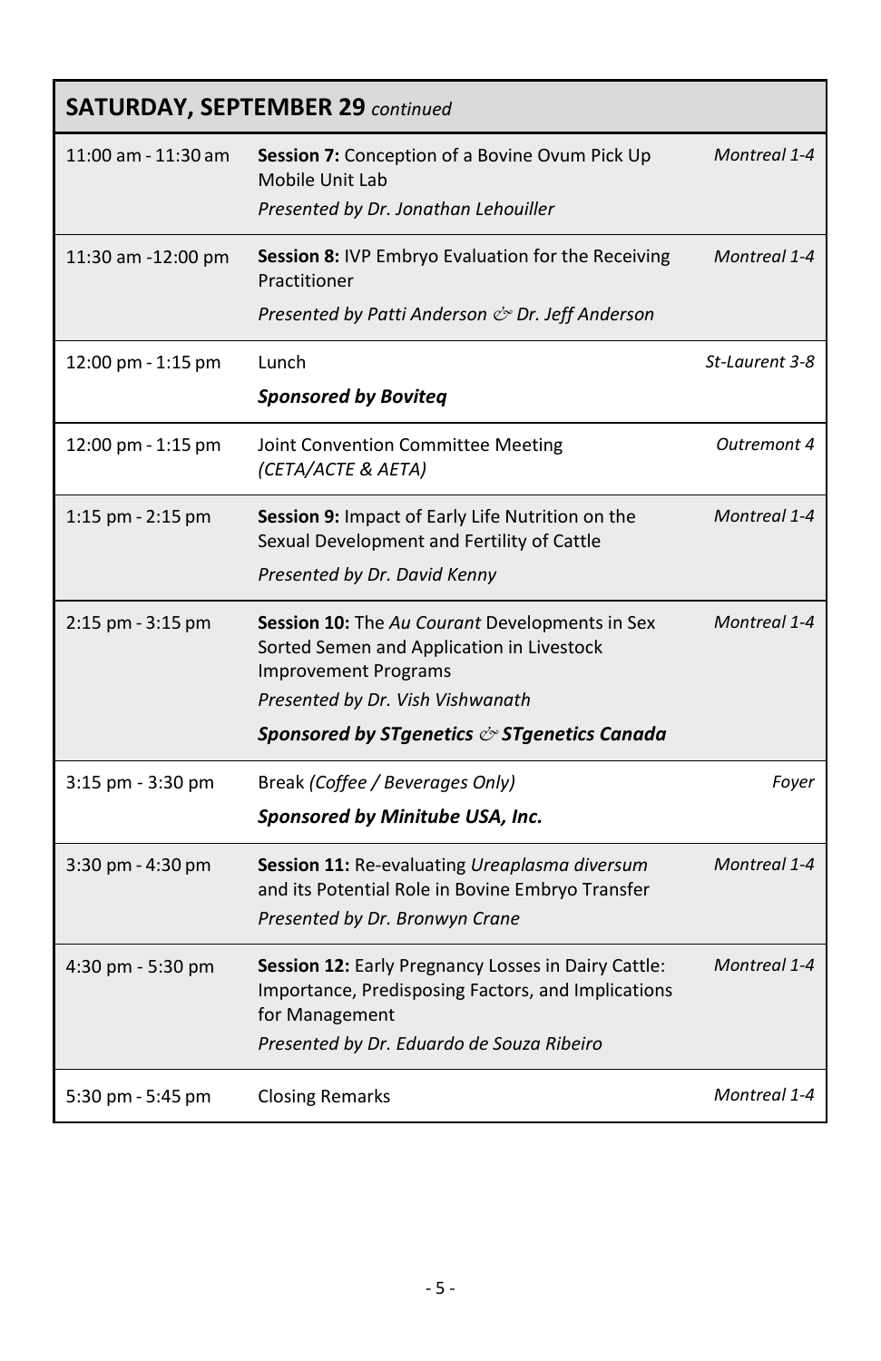## SATURDAY, SEPTEMBER 29 *continued*

| Time | Event | Location |
|---|---|---|
| 11:00 am - 11:30 am | **Session 7:** Conception of a Bovine Ovum Pick Up Mobile Unit Lab<br>*Presented by Dr. Jonathan Lehouiller* | *Montreal 1-4* |
| 11:30 am -12:00 pm | **Session 8:** IVP Embryo Evaluation for the Receiving Practitioner<br>*Presented by Patti Anderson & Dr. Jeff Anderson* | *Montreal 1-4* |
| 12:00 pm - 1:15 pm | Lunch<br>***Sponsored by Boviteq*** | *St-Laurent 3-8* |
| 12:00 pm - 1:15 pm | Joint Convention Committee Meeting *(CETA/ACTE & AETA)* | *Outremont 4* |
| 1:15 pm - 2:15 pm | **Session 9:** Impact of Early Life Nutrition on the Sexual Development and Fertility of Cattle<br>*Presented by Dr. David Kenny* | *Montreal 1-4* |
| 2:15 pm - 3:15 pm | **Session 10:** The *Au Courant* Developments in Sex Sorted Semen and Application in Livestock Improvement Programs<br>*Presented by Dr. Vish Vishwanath*<br>***Sponsored by STgenetics & STgenetics Canada*** | *Montreal 1-4* |
| 3:15 pm - 3:30 pm | Break *(Coffee / Beverages Only)*<br>***Sponsored by Minitube USA, Inc.*** | *Foyer* |
| 3:30 pm - 4:30 pm | **Session 11:** Re-evaluating *Ureaplasma diversum* and its Potential Role in Bovine Embryo Transfer<br>*Presented by Dr. Bronwyn Crane* | *Montreal 1-4* |
| 4:30 pm - 5:30 pm | **Session 12:** Early Pregnancy Losses in Dairy Cattle: Importance, Predisposing Factors, and Implications for Management<br>*Presented by Dr. Eduardo de Souza Ribeiro* | *Montreal 1-4* |
| 5:30 pm - 5:45 pm | Closing Remarks | *Montreal 1-4* |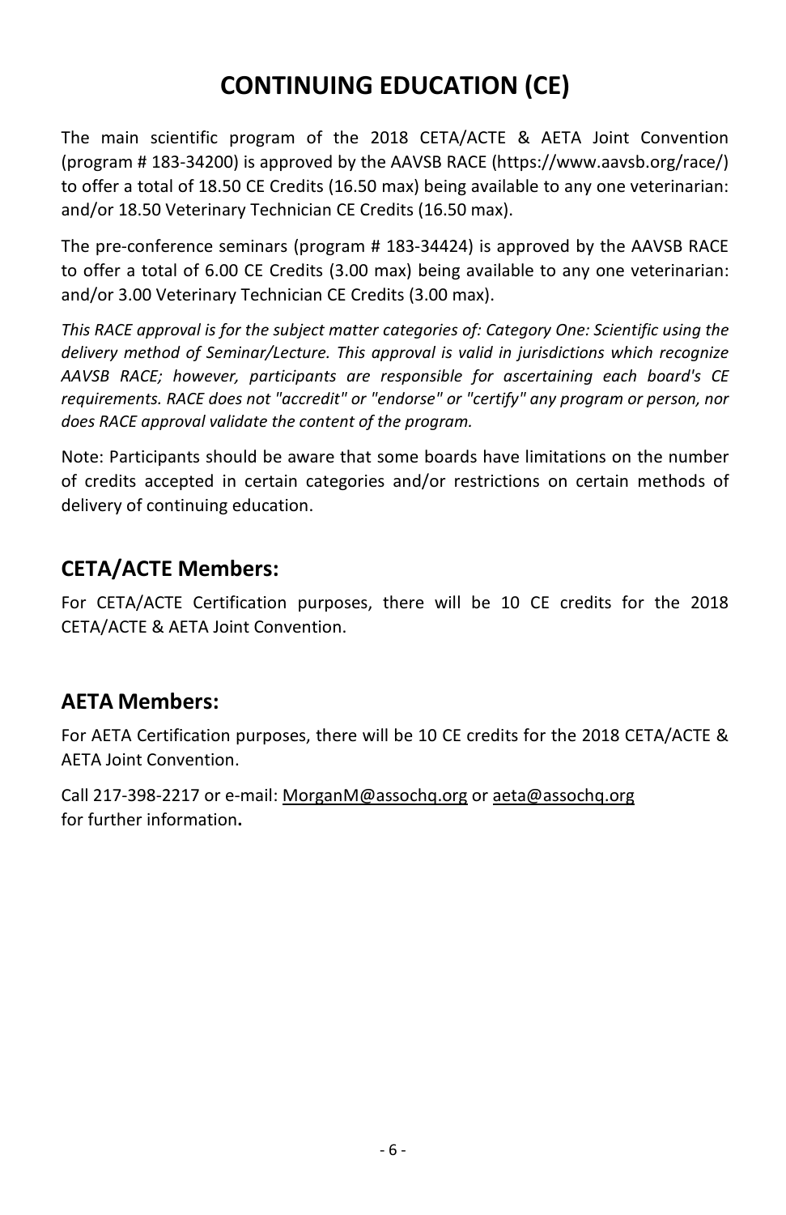# CONTINUING EDUCATION (CE)

The main scientific program of the 2018 CETA/ACTE & AETA Joint Convention (program # 183-34200) is approved by the AAVSB RACE (https://www.aavsb.org/race/) to offer a total of 18.50 CE Credits (16.50 max) being available to any one veterinarian: and/or 18.50 Veterinary Technician CE Credits (16.50 max).

The pre-conference seminars (program # 183-34424) is approved by the AAVSB RACE to offer a total of 6.00 CE Credits (3.00 max) being available to any one veterinarian: and/or 3.00 Veterinary Technician CE Credits (3.00 max).

*This RACE approval is for the subject matter categories of: Category One: Scientific using the delivery method of Seminar/Lecture. This approval is valid in jurisdictions which recognize AAVSB RACE; however, participants are responsible for ascertaining each board's CE requirements. RACE does not "accredit" or "endorse" or "certify" any program or person, nor does RACE approval validate the content of the program.*

Note: Participants should be aware that some boards have limitations on the number of credits accepted in certain categories and/or restrictions on certain methods of delivery of continuing education.

## CETA/ACTE Members:

For CETA/ACTE Certification purposes, there will be 10 CE credits for the 2018 CETA/ACTE & AETA Joint Convention.

## AETA Members:

For AETA Certification purposes, there will be 10 CE credits for the 2018 CETA/ACTE & AETA Joint Convention.

Call 217-398-2217 or e-mail: MorganM@assochq.org or aeta@assochq.org for further information**.**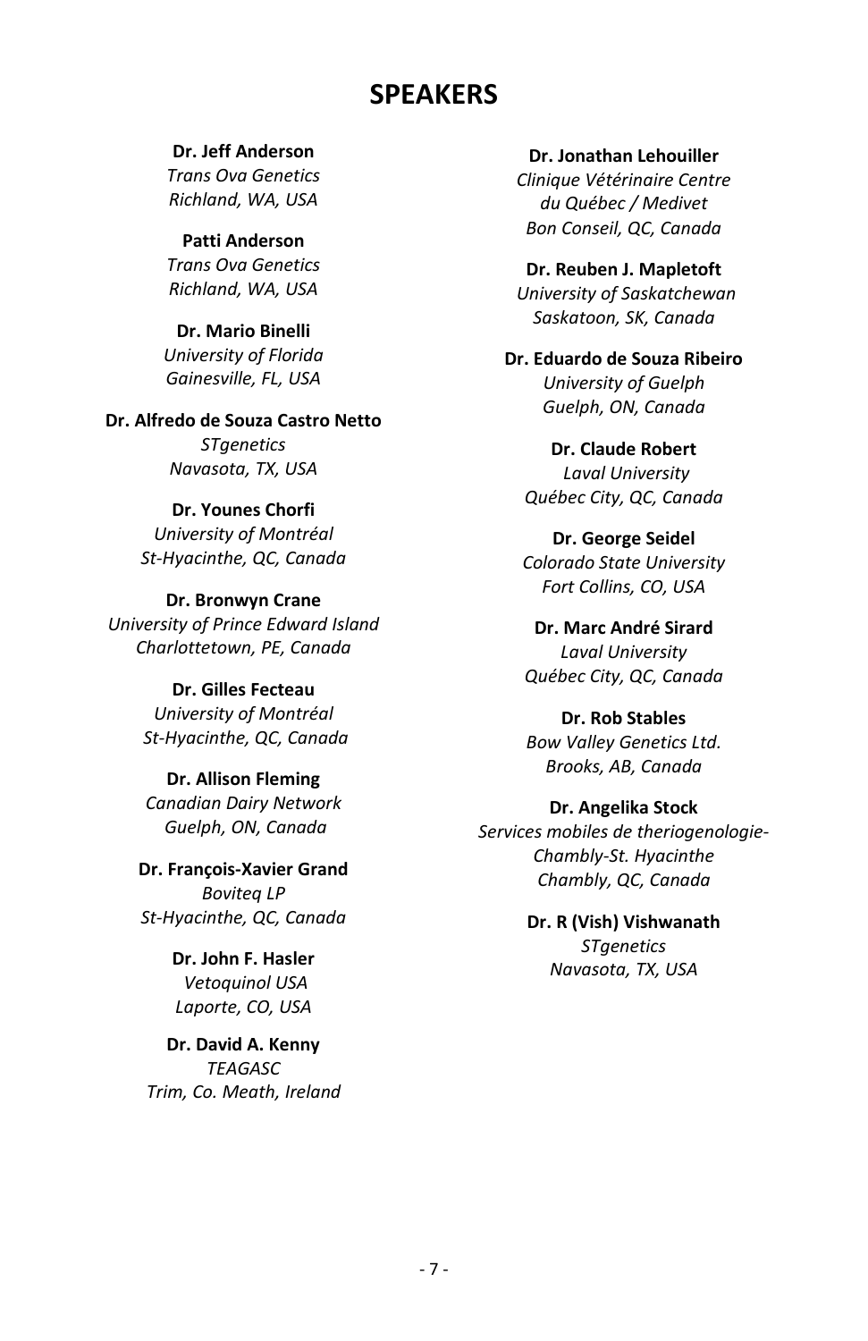# SPEAKERS

**Dr. Jeff Anderson**
*Trans Ova Genetics*
*Richland, WA, USA*

**Patti Anderson**
*Trans Ova Genetics*
*Richland, WA, USA*

**Dr. Mario Binelli**
*University of Florida*
*Gainesville, FL, USA*

**Dr. Alfredo de Souza Castro Netto**
*STgenetics*
*Navasota, TX, USA*

**Dr. Younes Chorfi**
*University of Montréal*
*St-Hyacinthe, QC, Canada*

**Dr. Bronwyn Crane**
*University of Prince Edward Island*
*Charlottetown, PE, Canada*

**Dr. Gilles Fecteau**
*University of Montréal*
*St-Hyacinthe, QC, Canada*

**Dr. Allison Fleming**
*Canadian Dairy Network*
*Guelph, ON, Canada*

**Dr. François-Xavier Grand**
*Boviteq LP*
*St-Hyacinthe, QC, Canada*

**Dr. John F. Hasler**
*Vetoquinol USA*
*Laporte, CO, USA*

**Dr. David A. Kenny**
*TEAGASC*
*Trim, Co. Meath, Ireland*

**Dr. Jonathan Lehouiller**
*Clinique Vétérinaire Centre du Québec / Medivet*
*Bon Conseil, QC, Canada*

**Dr. Reuben J. Mapletoft**
*University of Saskatchewan*
*Saskatoon, SK, Canada*

**Dr. Eduardo de Souza Ribeiro**
*University of Guelph*
*Guelph, ON, Canada*

**Dr. Claude Robert**
*Laval University*
*Québec City, QC, Canada*

**Dr. George Seidel**
*Colorado State University*
*Fort Collins, CO, USA*

**Dr. Marc André Sirard**
*Laval University*
*Québec City, QC, Canada*

**Dr. Rob Stables**
*Bow Valley Genetics Ltd.*
*Brooks, AB, Canada*

**Dr. Angelika Stock**
*Services mobiles de theriogenologie-Chambly-St. Hyacinthe*
*Chambly, QC, Canada*

**Dr. R (Vish) Vishwanath**
*STgenetics*
*Navasota, TX, USA*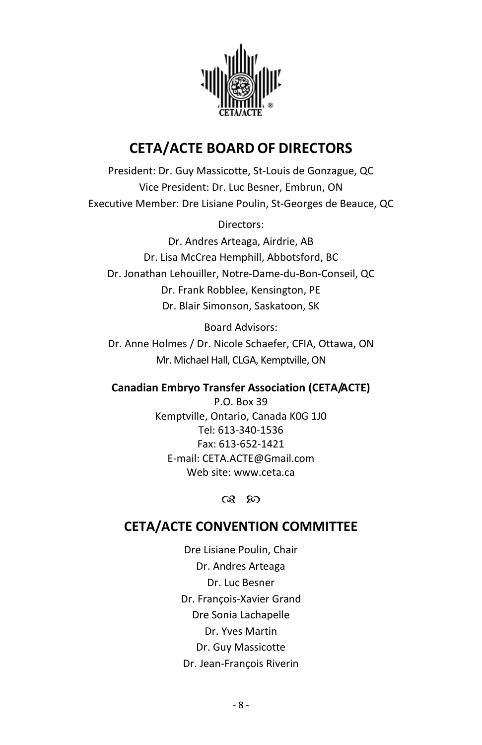## CETA/ACTE BOARD OF DIRECTORS

President: Dr. Guy Massicotte, St-Louis de Gonzague, QC
Vice President: Dr. Luc Besner, Embrun, ON
Executive Member: Dre Lisiane Poulin, St-Georges de Beauce, QC

Directors:
Dr. Andres Arteaga, Airdrie, AB
Dr. Lisa McCrea Hemphill, Abbotsford, BC
Dr. Jonathan Lehouiller, Notre-Dame-du-Bon-Conseil, QC
Dr. Frank Robblee, Kensington, PE
Dr. Blair Simonson, Saskatoon, SK

Board Advisors:
Dr. Anne Holmes / Dr. Nicole Schaefer, CFIA, Ottawa, ON
Mr. Michael Hall, CLGA, Kemptville, ON

**Canadian Embryo Transfer Association (CETA/ACTE)**
P.O. Box 39
Kemptville, Ontario, Canada K0G 1J0
Tel: 613-340-1536
Fax: 613-652-1421
E-mail: CETA.ACTE@Gmail.com
Web site: www.ceta.ca

## CETA/ACTE CONVENTION COMMITTEE

Dre Lisiane Poulin, Chair
Dr. Andres Arteaga
Dr. Luc Besner
Dr. François-Xavier Grand
Dre Sonia Lachapelle
Dr. Yves Martin
Dr. Guy Massicotte
Dr. Jean-François Riverin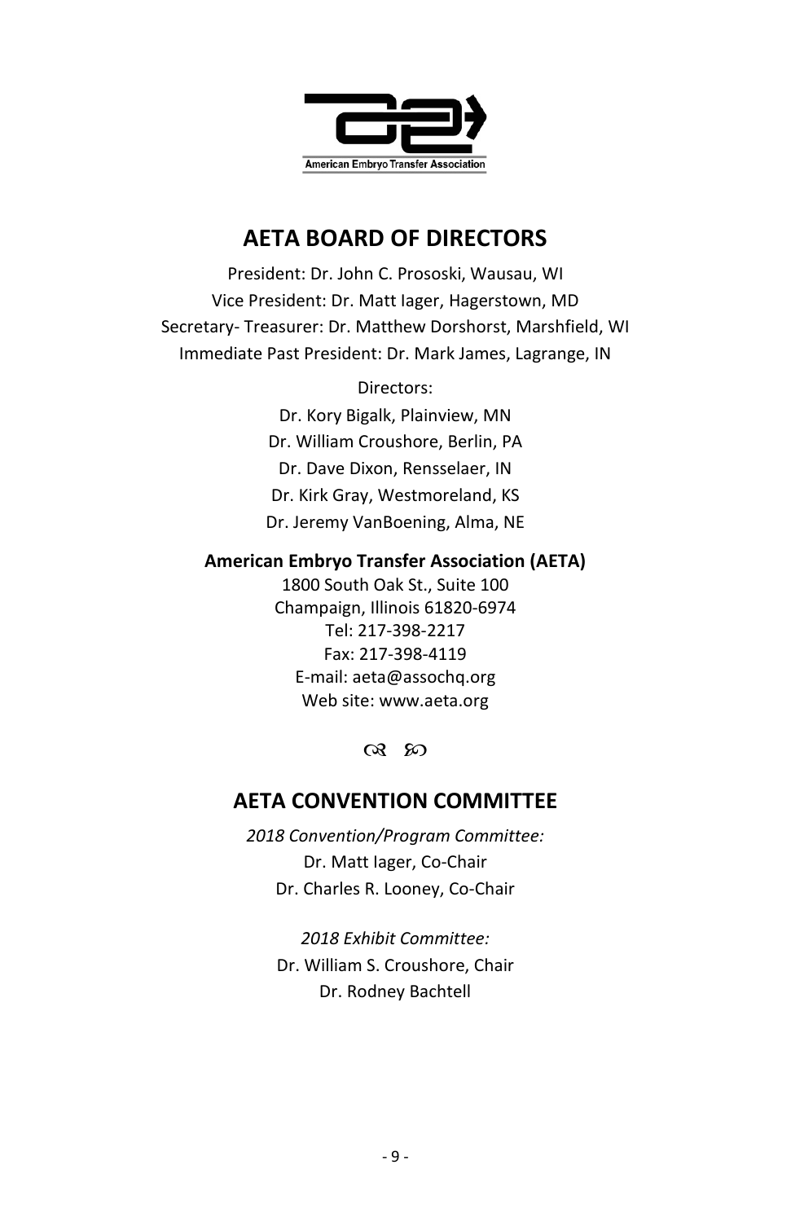American Embryo Transfer Association

## AETA BOARD OF DIRECTORS

President: Dr. John C. Prososki, Wausau, WI
Vice President: Dr. Matt Iager, Hagerstown, MD
Secretary- Treasurer: Dr. Matthew Dorshorst, Marshfield, WI
Immediate Past President: Dr. Mark James, Lagrange, IN

Directors:
Dr. Kory Bigalk, Plainview, MN
Dr. William Croushore, Berlin, PA
Dr. Dave Dixon, Rensselaer, IN
Dr. Kirk Gray, Westmoreland, KS
Dr. Jeremy VanBoening, Alma, NE

**American Embryo Transfer Association (AETA)**
1800 South Oak St., Suite 100
Champaign, Illinois 61820-6974
Tel: 217-398-2217
Fax: 217-398-4119
E-mail: aeta@assochq.org
Web site: www.aeta.org

## AETA CONVENTION COMMITTEE

*2018 Convention/Program Committee:*
Dr. Matt Iager, Co-Chair
Dr. Charles R. Looney, Co-Chair

*2018 Exhibit Committee:*
Dr. William S. Croushore, Chair
Dr. Rodney Bachtell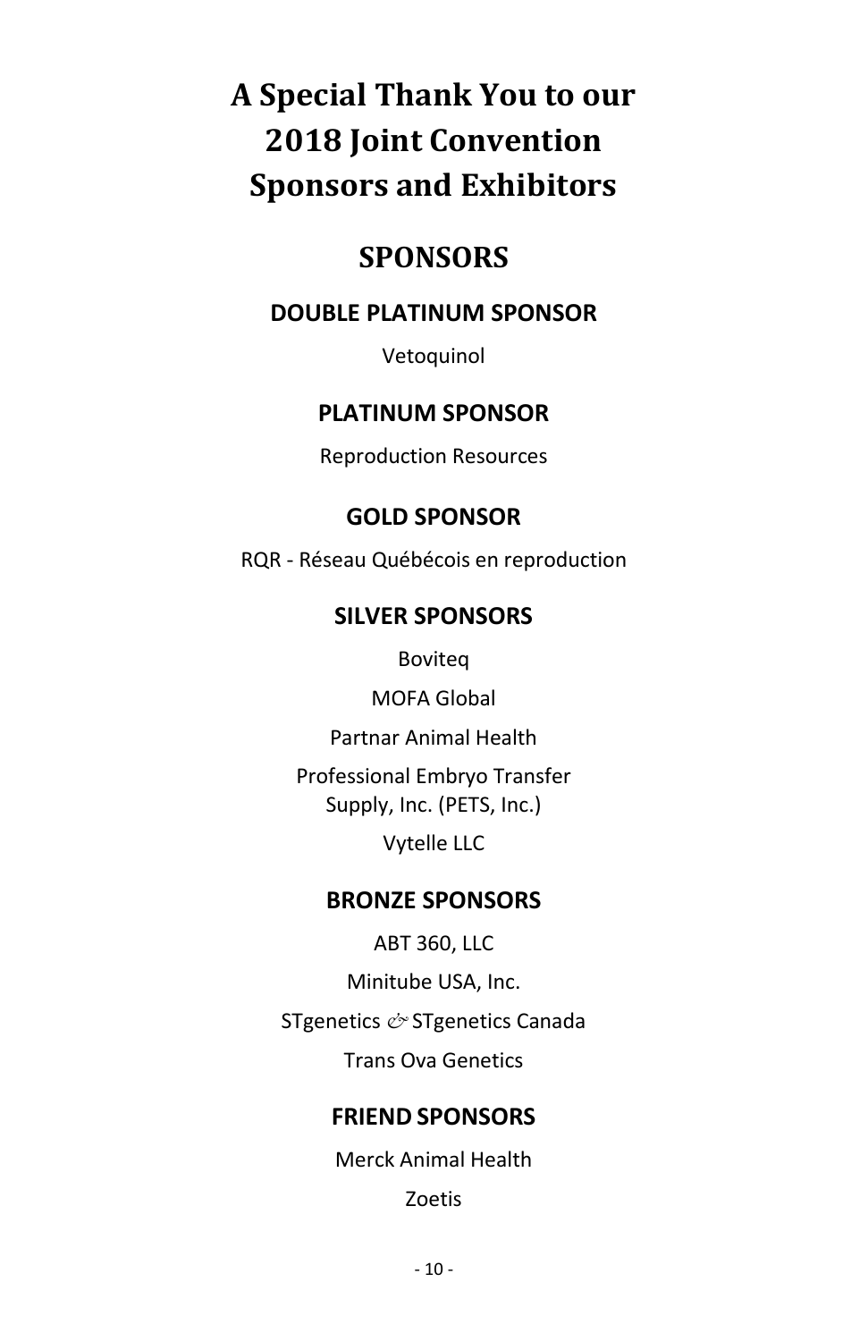# A Special Thank You to our 2018 Joint Convention Sponsors and Exhibitors

## SPONSORS

### DOUBLE PLATINUM SPONSOR

Vetoquinol

### PLATINUM SPONSOR

Reproduction Resources

### GOLD SPONSOR

RQR - Réseau Québécois en reproduction

### SILVER SPONSORS

Boviteq

MOFA Global

Partnar Animal Health

Professional Embryo Transfer Supply, Inc. (PETS, Inc.)

Vytelle LLC

### BRONZE SPONSORS

ABT 360, LLC

Minitube USA, Inc.

STgenetics & STgenetics Canada

Trans Ova Genetics

### FRIEND SPONSORS

Merck Animal Health

Zoetis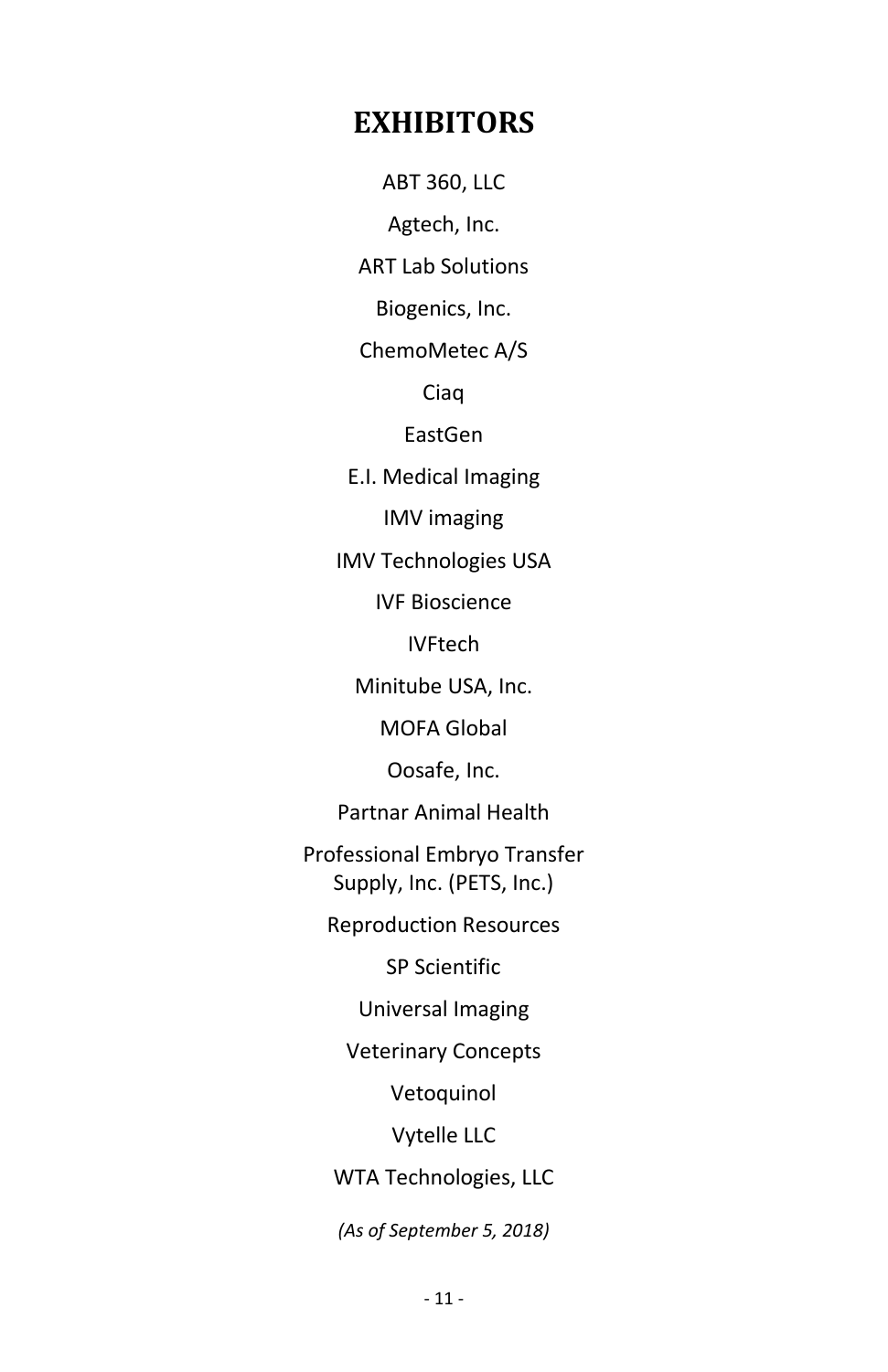# EXHIBITORS

ABT 360, LLC

Agtech, Inc.

ART Lab Solutions

Biogenics, Inc.

ChemoMetec A/S

Ciaq

EastGen

E.I. Medical Imaging

IMV imaging

IMV Technologies USA

IVF Bioscience

IVFtech

Minitube USA, Inc.

MOFA Global

Oosafe, Inc.

Partnar Animal Health

Professional Embryo Transfer Supply, Inc. (PETS, Inc.)

Reproduction Resources

SP Scientific

Universal Imaging

Veterinary Concepts

Vetoquinol

Vytelle LLC

WTA Technologies, LLC

*(As of September 5, 2018)*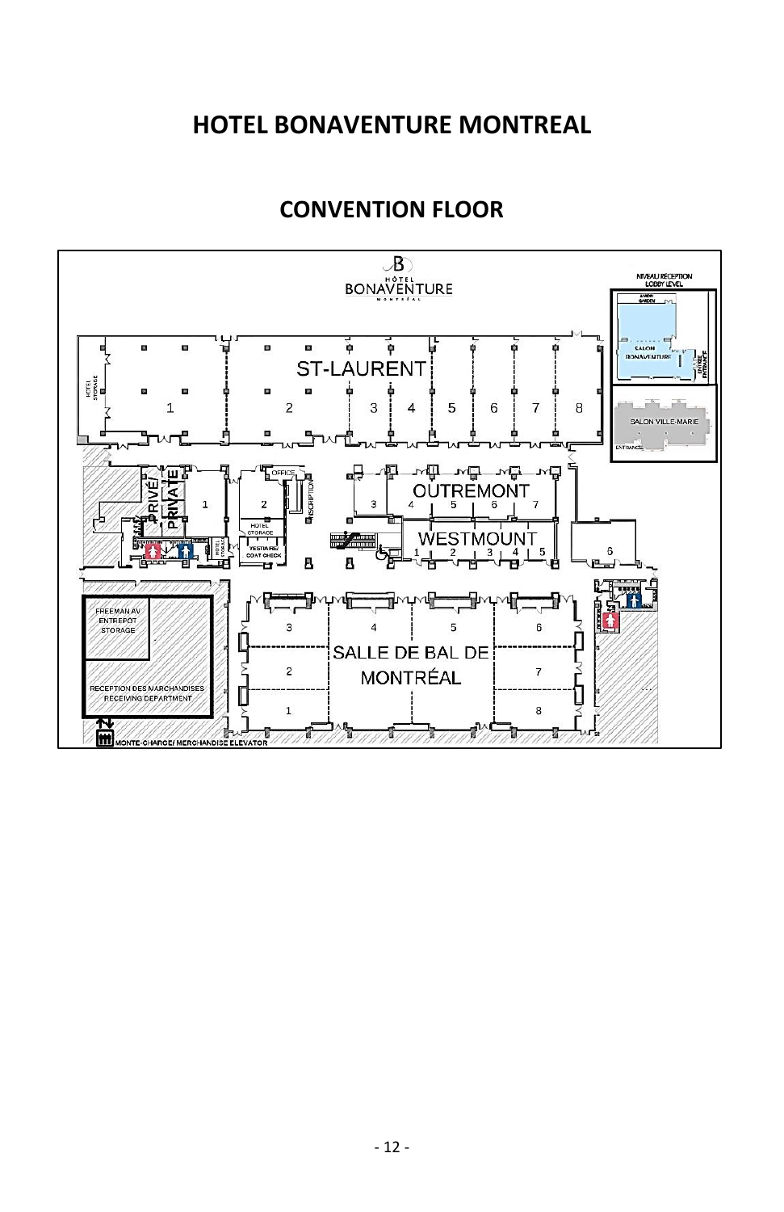# HOTEL BONAVENTURE MONTREAL

## CONVENTION FLOOR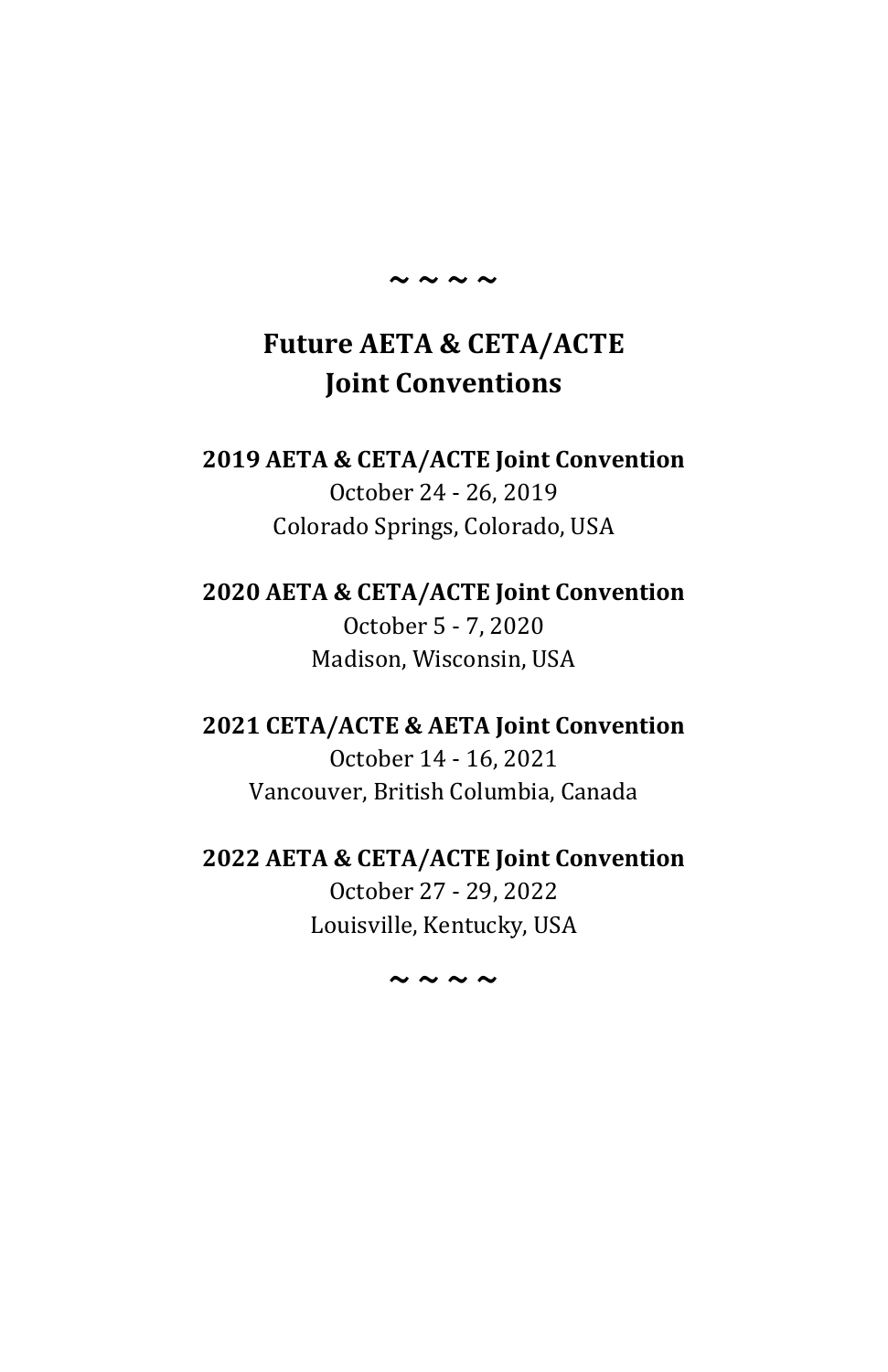~ ~ ~ ~

## Future AETA & CETA/ACTE Joint Conventions

**2019 AETA & CETA/ACTE Joint Convention**
October 24 - 26, 2019
Colorado Springs, Colorado, USA

**2020 AETA & CETA/ACTE Joint Convention**
October 5 - 7, 2020
Madison, Wisconsin, USA

**2021 CETA/ACTE & AETA Joint Convention**
October 14 - 16, 2021
Vancouver, British Columbia, Canada

**2022 AETA & CETA/ACTE Joint Convention**
October 27 - 29, 2022
Louisville, Kentucky, USA

~ ~ ~ ~